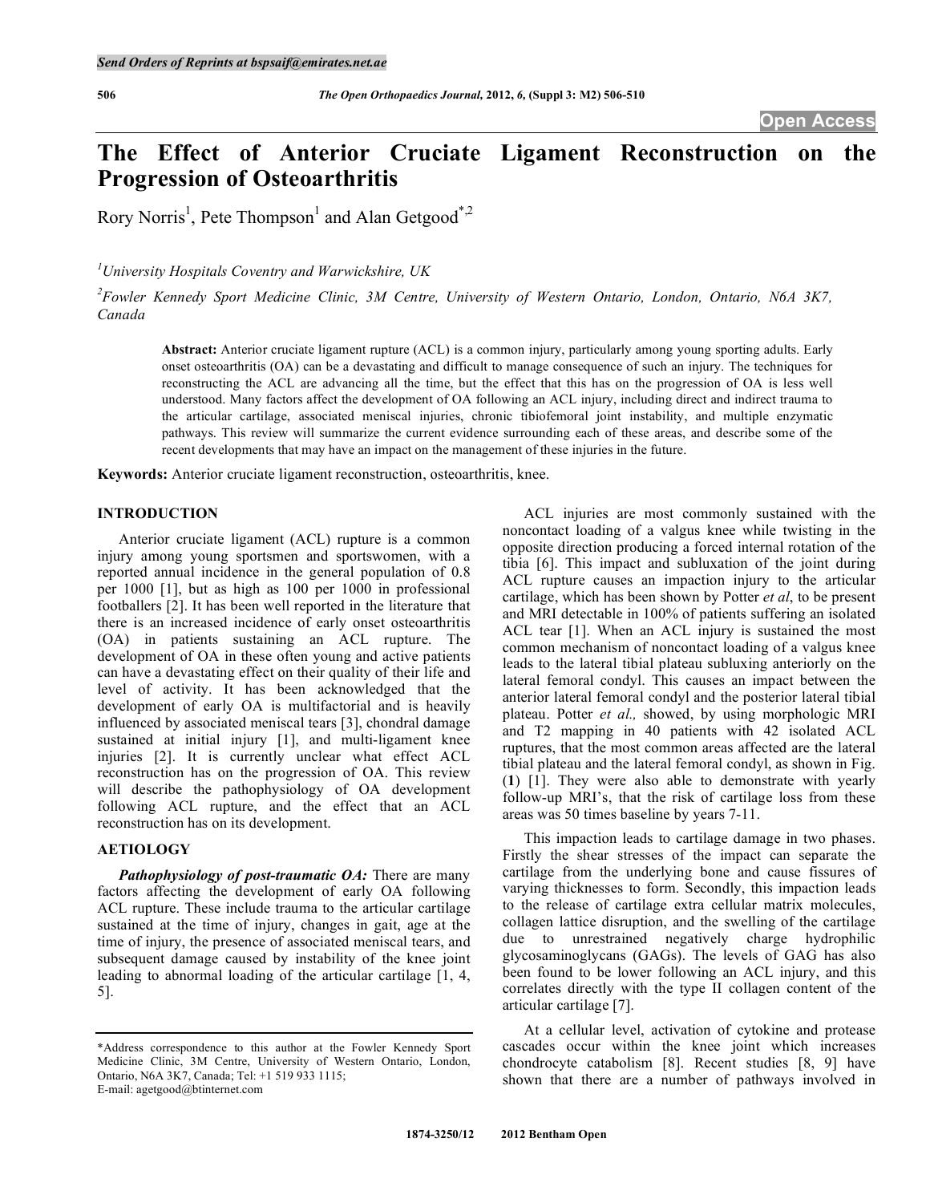# The Effect of Anterior Cruciate Ligament Reconstruction on the Progression of Osteoarthritis

Rory Norris[1], Pete Thompson[1] and Alan Getgood[*,2]

[1]*University Hospitals Coventry and Warwickshire, UK*

[2]*Fowler Kennedy Sport Medicine Clinic, 3M Centre, University of Western Ontario, London, Ontario, N6A 3K7, Canada*

**Abstract:** Anterior cruciate ligament rupture (ACL) is a common injury, particularly among young sporting adults. Early onset osteoarthritis (OA) can be a devastating and difficult to manage consequence of such an injury. The techniques for reconstructing the ACL are advancing all the time, but the effect that this has on the progression of OA is less well understood. Many factors affect the development of OA following an ACL injury, including direct and indirect trauma to the articular cartilage, associated meniscal injuries, chronic tibiofemoral joint instability, and multiple enzymatic pathways. This review will summarize the current evidence surrounding each of these areas, and describe some of the recent developments that may have an impact on the management of these injuries in the future.

**Keywords:** Anterior cruciate ligament reconstruction, osteoarthritis, knee.

## INTRODUCTION

Anterior cruciate ligament (ACL) rupture is a common injury among young sportsmen and sportswomen, with a reported annual incidence in the general population of 0.8 per 1000 [1], but as high as 100 per 1000 in professional footballers [2]. It has been well reported in the literature that there is an increased incidence of early onset osteoarthritis (OA) in patients sustaining an ACL rupture. The development of OA in these often young and active patients can have a devastating effect on their quality of their life and level of activity. It has been acknowledged that the development of early OA is multifactorial and is heavily influenced by associated meniscal tears [3], chondral damage sustained at initial injury [1], and multi-ligament knee injuries [2]. It is currently unclear what effect ACL reconstruction has on the progression of OA. This review will describe the pathophysiology of OA development following ACL rupture, and the effect that an ACL reconstruction has on its development.

## AETIOLOGY

***Pathophysiology of post-traumatic OA:*** There are many factors affecting the development of early OA following ACL rupture. These include trauma to the articular cartilage sustained at the time of injury, changes in gait, age at the time of injury, the presence of associated meniscal tears, and subsequent damage caused by instability of the knee joint leading to abnormal loading of the articular cartilage [1, 4, 5].

ACL injuries are most commonly sustained with the noncontact loading of a valgus knee while twisting in the opposite direction producing a forced internal rotation of the tibia [6]. This impact and subluxation of the joint during ACL rupture causes an impaction injury to the articular cartilage, which has been shown by Potter *et al*, to be present and MRI detectable in 100% of patients suffering an isolated ACL tear [1]. When an ACL injury is sustained the most common mechanism of noncontact loading of a valgus knee leads to the lateral tibial plateau subluxing anteriorly on the lateral femoral condyl. This causes an impact between the anterior lateral femoral condyl and the posterior lateral tibial plateau. Potter *et al.,* showed, by using morphologic MRI and T2 mapping in 40 patients with 42 isolated ACL ruptures, that the most common areas affected are the lateral tibial plateau and the lateral femoral condyl, as shown in Fig. (**1**) [1]. They were also able to demonstrate with yearly follow-up MRI's, that the risk of cartilage loss from these areas was 50 times baseline by years 7-11.

This impaction leads to cartilage damage in two phases. Firstly the shear stresses of the impact can separate the cartilage from the underlying bone and cause fissures of varying thicknesses to form. Secondly, this impaction leads to the release of cartilage extra cellular matrix molecules, collagen lattice disruption, and the swelling of the cartilage due to unrestrained negatively charge hydrophilic glycosaminoglycans (GAGs). The levels of GAG has also been found to be lower following an ACL injury, and this correlates directly with the type II collagen content of the articular cartilage [7].

At a cellular level, activation of cytokine and protease cascades occur within the knee joint which increases chondrocyte catabolism [8]. Recent studies [8, 9] have shown that there are a number of pathways involved in

---

*Address correspondence to this author at the Fowler Kennedy Sport Medicine Clinic, 3M Centre, University of Western Ontario, London, Ontario, N6A 3K7, Canada; Tel: +1 519 933 1115; E-mail: agetgood@btinternet.com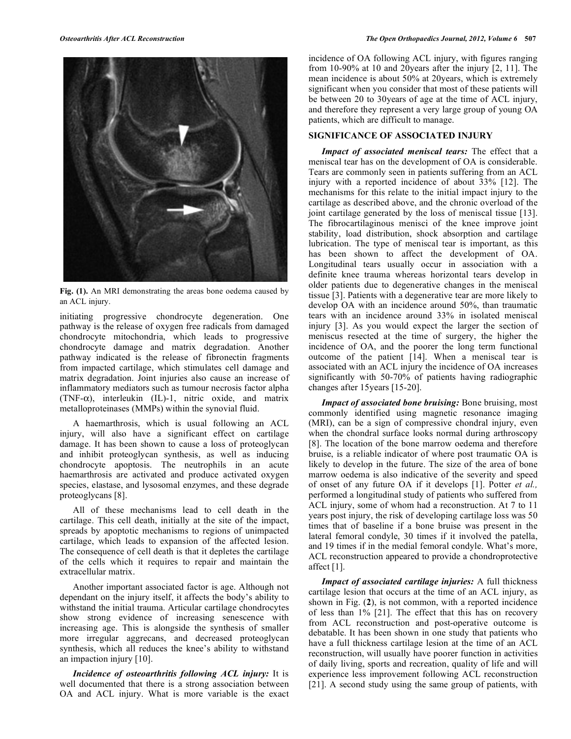**Fig. (1).** An MRI demonstrating the areas bone oedema caused by an ACL injury.

initiating progressive chondrocyte degeneration. One pathway is the release of oxygen free radicals from damaged chondrocyte mitochondria, which leads to progressive chondrocyte damage and matrix degradation. Another pathway indicated is the release of fibronectin fragments from impacted cartilage, which stimulates cell damage and matrix degradation. Joint injuries also cause an increase of inflammatory mediators such as tumour necrosis factor alpha (TNF-$\alpha$), interleukin (IL)-1, nitric oxide, and matrix metalloproteinases (MMPs) within the synovial fluid.

A haemarthrosis, which is usual following an ACL injury, will also have a significant effect on cartilage damage. It has been shown to cause a loss of proteoglycan and inhibit proteoglycan synthesis, as well as inducing chondrocyte apoptosis. The neutrophils in an acute haemarthrosis are activated and produce activated oxygen species, elastase, and lysosomal enzymes, and these degrade proteoglycans [8].

All of these mechanisms lead to cell death in the cartilage. This cell death, initially at the site of the impact, spreads by apoptotic mechanisms to regions of unimpacted cartilage, which leads to expansion of the affected lesion. The consequence of cell death is that it depletes the cartilage of the cells which it requires to repair and maintain the extracellular matrix.

Another important associated factor is age. Although not dependant on the injury itself, it affects the body's ability to withstand the initial trauma. Articular cartilage chondrocytes show strong evidence of increasing senescence with increasing age. This is alongside the synthesis of smaller more irregular aggrecans, and decreased proteoglycan synthesis, which all reduces the knee's ability to withstand an impaction injury [10].

***Incidence of osteoarthritis following ACL injury:*** It is well documented that there is a strong association between OA and ACL injury. What is more variable is the exact incidence of OA following ACL injury, with figures ranging from 10-90% at 10 and 20years after the injury [2, 11]. The mean incidence is about 50% at 20years, which is extremely significant when you consider that most of these patients will be between 20 to 30years of age at the time of ACL injury, and therefore they represent a very large group of young OA patients, which are difficult to manage.

## SIGNIFICANCE OF ASSOCIATED INJURY

***Impact of associated meniscal tears:*** The effect that a meniscal tear has on the development of OA is considerable. Tears are commonly seen in patients suffering from an ACL injury with a reported incidence of about 33% [12]. The mechanisms for this relate to the initial impact injury to the cartilage as described above, and the chronic overload of the joint cartilage generated by the loss of meniscal tissue [13]. The fibrocartilaginous menisci of the knee improve joint stability, load distribution, shock absorption and cartilage lubrication. The type of meniscal tear is important, as this has been shown to affect the development of OA. Longitudinal tears usually occur in association with a definite knee trauma whereas horizontal tears develop in older patients due to degenerative changes in the meniscal tissue [3]. Patients with a degenerative tear are more likely to develop OA with an incidence around 50%, than traumatic tears with an incidence around 33% in isolated meniscal injury [3]. As you would expect the larger the section of meniscus resected at the time of surgery, the higher the incidence of OA, and the poorer the long term functional outcome of the patient [14]. When a meniscal tear is associated with an ACL injury the incidence of OA increases significantly with 50-70% of patients having radiographic changes after 15years [15-20].

***Impact of associated bone bruising:*** Bone bruising, most commonly identified using magnetic resonance imaging (MRI), can be a sign of compressive chondral injury, even when the chondral surface looks normal during arthroscopy [8]. The location of the bone marrow oedema and therefore bruise, is a reliable indicator of where post traumatic OA is likely to develop in the future. The size of the area of bone marrow oedema is also indicative of the severity and speed of onset of any future OA if it develops [1]. Potter *et al.,* performed a longitudinal study of patients who suffered from ACL injury, some of whom had a reconstruction. At 7 to 11 years post injury, the risk of developing cartilage loss was 50 times that of baseline if a bone bruise was present in the lateral femoral condyle, 30 times if it involved the patella, and 19 times if in the medial femoral condyle. What's more, ACL reconstruction appeared to provide a chondroprotective affect [1].

***Impact of associated cartilage injuries:*** A full thickness cartilage lesion that occurs at the time of an ACL injury, as shown in Fig. (**2**), is not common, with a reported incidence of less than 1% [21]. The effect that this has on recovery from ACL reconstruction and post-operative outcome is debatable. It has been shown in one study that patients who have a full thickness cartilage lesion at the time of an ACL reconstruction, will usually have poorer function in activities of daily living, sports and recreation, quality of life and will experience less improvement following ACL reconstruction [21]. A second study using the same group of patients, with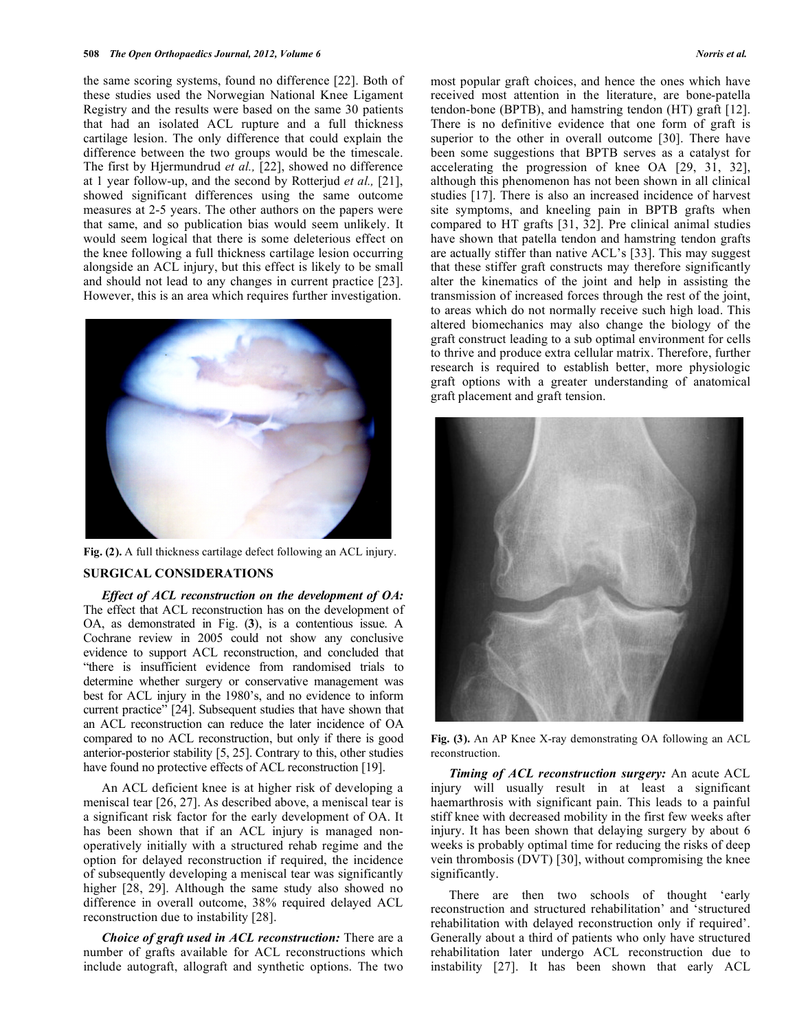the same scoring systems, found no difference [22]. Both of these studies used the Norwegian National Knee Ligament Registry and the results were based on the same 30 patients that had an isolated ACL rupture and a full thickness cartilage lesion. The only difference that could explain the difference between the two groups would be the timescale. The first by Hjermundrud *et al.,* [22], showed no difference at 1 year follow-up, and the second by Rotterjud *et al.,* [21], showed significant differences using the same outcome measures at 2-5 years. The other authors on the papers were that same, and so publication bias would seem unlikely. It would seem logical that there is some deleterious effect on the knee following a full thickness cartilage lesion occurring alongside an ACL injury, but this effect is likely to be small and should not lead to any changes in current practice [23]. However, this is an area which requires further investigation.

**Fig. (2).** A full thickness cartilage defect following an ACL injury.

## SURGICAL CONSIDERATIONS

***Effect of ACL reconstruction on the development of OA:*** The effect that ACL reconstruction has on the development of OA, as demonstrated in Fig. (**3**), is a contentious issue. A Cochrane review in 2005 could not show any conclusive evidence to support ACL reconstruction, and concluded that "there is insufficient evidence from randomised trials to determine whether surgery or conservative management was best for ACL injury in the 1980's, and no evidence to inform current practice" [24]. Subsequent studies that have shown that an ACL reconstruction can reduce the later incidence of OA compared to no ACL reconstruction, but only if there is good anterior-posterior stability [5, 25]. Contrary to this, other studies have found no protective effects of ACL reconstruction [19].

An ACL deficient knee is at higher risk of developing a meniscal tear [26, 27]. As described above, a meniscal tear is a significant risk factor for the early development of OA. It has been shown that if an ACL injury is managed non-operatively initially with a structured rehab regime and the option for delayed reconstruction if required, the incidence of subsequently developing a meniscal tear was significantly higher [28, 29]. Although the same study also showed no difference in overall outcome, 38% required delayed ACL reconstruction due to instability [28].

***Choice of graft used in ACL reconstruction:*** There are a number of grafts available for ACL reconstructions which include autograft, allograft and synthetic options. The two most popular graft choices, and hence the ones which have received most attention in the literature, are bone-patella tendon-bone (BPTB), and hamstring tendon (HT) graft [12]. There is no definitive evidence that one form of graft is superior to the other in overall outcome [30]. There have been some suggestions that BPTB serves as a catalyst for accelerating the progression of knee OA [29, 31, 32], although this phenomenon has not been shown in all clinical studies [17]. There is also an increased incidence of harvest site symptoms, and kneeling pain in BPTB grafts when compared to HT grafts [31, 32]. Pre clinical animal studies have shown that patella tendon and hamstring tendon grafts are actually stiffer than native ACL's [33]. This may suggest that these stiffer graft constructs may therefore significantly alter the kinematics of the joint and help in assisting the transmission of increased forces through the rest of the joint, to areas which do not normally receive such high load. This altered biomechanics may also change the biology of the graft construct leading to a sub optimal environment for cells to thrive and produce extra cellular matrix. Therefore, further research is required to establish better, more physiologic graft options with a greater understanding of anatomical graft placement and graft tension.

**Fig. (3).** An AP Knee X-ray demonstrating OA following an ACL reconstruction.

***Timing of ACL reconstruction surgery:*** An acute ACL injury will usually result in at least a significant haemarthrosis with significant pain. This leads to a painful stiff knee with decreased mobility in the first few weeks after injury. It has been shown that delaying surgery by about 6 weeks is probably optimal time for reducing the risks of deep vein thrombosis (DVT) [30], without compromising the knee significantly.

There are then two schools of thought 'early reconstruction and structured rehabilitation' and 'structured rehabilitation with delayed reconstruction only if required'. Generally about a third of patients who only have structured rehabilitation later undergo ACL reconstruction due to instability [27]. It has been shown that early ACL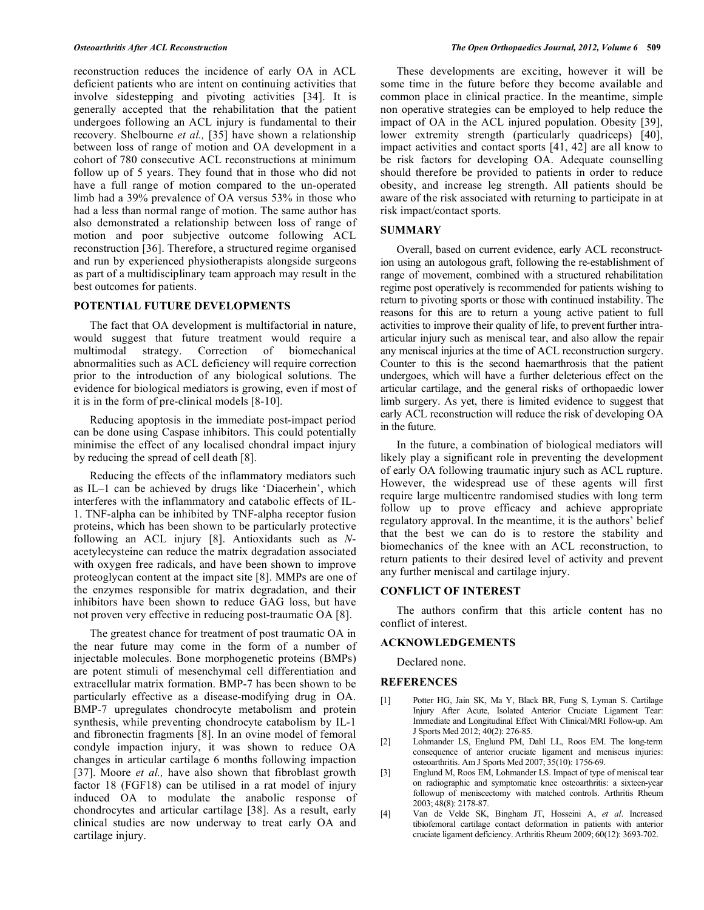reconstruction reduces the incidence of early OA in ACL deficient patients who are intent on continuing activities that involve sidestepping and pivoting activities [34]. It is generally accepted that the rehabilitation that the patient undergoes following an ACL injury is fundamental to their recovery. Shelbourne *et al.,* [35] have shown a relationship between loss of range of motion and OA development in a cohort of 780 consecutive ACL reconstructions at minimum follow up of 5 years. They found that in those who did not have a full range of motion compared to the un-operated limb had a 39% prevalence of OA versus 53% in those who had a less than normal range of motion. The same author has also demonstrated a relationship between loss of range of motion and poor subjective outcome following ACL reconstruction [36]. Therefore, a structured regime organised and run by experienced physiotherapists alongside surgeons as part of a multidisciplinary team approach may result in the best outcomes for patients.

## POTENTIAL FUTURE DEVELOPMENTS

The fact that OA development is multifactorial in nature, would suggest that future treatment would require a multimodal strategy. Correction of biomechanical abnormalities such as ACL deficiency will require correction prior to the introduction of any biological solutions. The evidence for biological mediators is growing, even if most of it is in the form of pre-clinical models [8-10].

Reducing apoptosis in the immediate post-impact period can be done using Caspase inhibitors. This could potentially minimise the effect of any localised chondral impact injury by reducing the spread of cell death [8].

Reducing the effects of the inflammatory mediators such as IL–1 can be achieved by drugs like 'Diacerhein', which interferes with the inflammatory and catabolic effects of IL-1. TNF-alpha can be inhibited by TNF-alpha receptor fusion proteins, which has been shown to be particularly protective following an ACL injury [8]. Antioxidants such as *N*-acetylecysteine can reduce the matrix degradation associated with oxygen free radicals, and have been shown to improve proteoglycan content at the impact site [8]. MMPs are one of the enzymes responsible for matrix degradation, and their inhibitors have been shown to reduce GAG loss, but have not proven very effective in reducing post-traumatic OA [8].

The greatest chance for treatment of post traumatic OA in the near future may come in the form of a number of injectable molecules. Bone morphogenetic proteins (BMPs) are potent stimuli of mesenchymal cell differentiation and extracellular matrix formation. BMP-7 has been shown to be particularly effective as a disease-modifying drug in OA. BMP-7 upregulates chondrocyte metabolism and protein synthesis, while preventing chondrocyte catabolism by IL-1 and fibronectin fragments [8]. In an ovine model of femoral condyle impaction injury, it was shown to reduce OA changes in articular cartilage 6 months following impaction [37]. Moore *et al.,* have also shown that fibroblast growth factor 18 (FGF18) can be utilised in a rat model of injury induced OA to modulate the anabolic response of chondrocytes and articular cartilage [38]. As a result, early clinical studies are now underway to treat early OA and cartilage injury.

These developments are exciting, however it will be some time in the future before they become available and common place in clinical practice. In the meantime, simple non operative strategies can be employed to help reduce the impact of OA in the ACL injured population. Obesity [39], lower extremity strength (particularly quadriceps) [40], impact activities and contact sports [41, 42] are all know to be risk factors for developing OA. Adequate counselling should therefore be provided to patients in order to reduce obesity, and increase leg strength. All patients should be aware of the risk associated with returning to participate in at risk impact/contact sports.

## SUMMARY

Overall, based on current evidence, early ACL reconstruction using an autologous graft, following the re-establishment of range of movement, combined with a structured rehabilitation regime post operatively is recommended for patients wishing to return to pivoting sports or those with continued instability. The reasons for this are to return a young active patient to full activities to improve their quality of life, to prevent further intra-articular injury such as meniscal tear, and also allow the repair any meniscal injuries at the time of ACL reconstruction surgery. Counter to this is the second haemarthrosis that the patient undergoes, which will have a further deleterious effect on the articular cartilage, and the general risks of orthopaedic lower limb surgery. As yet, there is limited evidence to suggest that early ACL reconstruction will reduce the risk of developing OA in the future.

In the future, a combination of biological mediators will likely play a significant role in preventing the development of early OA following traumatic injury such as ACL rupture. However, the widespread use of these agents will first require large multicentre randomised studies with long term follow up to prove efficacy and achieve appropriate regulatory approval. In the meantime, it is the authors' belief that the best we can do is to restore the stability and biomechanics of the knee with an ACL reconstruction, to return patients to their desired level of activity and prevent any further meniscal and cartilage injury.

## CONFLICT OF INTEREST

The authors confirm that this article content has no conflict of interest.

## ACKNOWLEDGEMENTS

Declared none.

## REFERENCES

[1] Potter HG, Jain SK, Ma Y, Black BR, Fung S, Lyman S. Cartilage Injury After Acute, Isolated Anterior Cruciate Ligament Tear: Immediate and Longitudinal Effect With Clinical/MRI Follow-up. Am J Sports Med 2012; 40(2): 276-85.

[2] Lohmander LS, Englund PM, Dahl LL, Roos EM. The long-term consequence of anterior cruciate ligament and meniscus injuries: osteoarthritis. Am J Sports Med 2007; 35(10): 1756-69.

[3] Englund M, Roos EM, Lohmander LS. Impact of type of meniscal tear on radiographic and symptomatic knee osteoarthritis: a sixteen-year followup of meniscectomy with matched controls. Arthritis Rheum 2003; 48(8): 2178-87.

[4] Van de Velde SK, Bingham JT, Hosseini A, *et al*. Increased tibiofemoral cartilage contact deformation in patients with anterior cruciate ligament deficiency. Arthritis Rheum 2009; 60(12): 3693-702.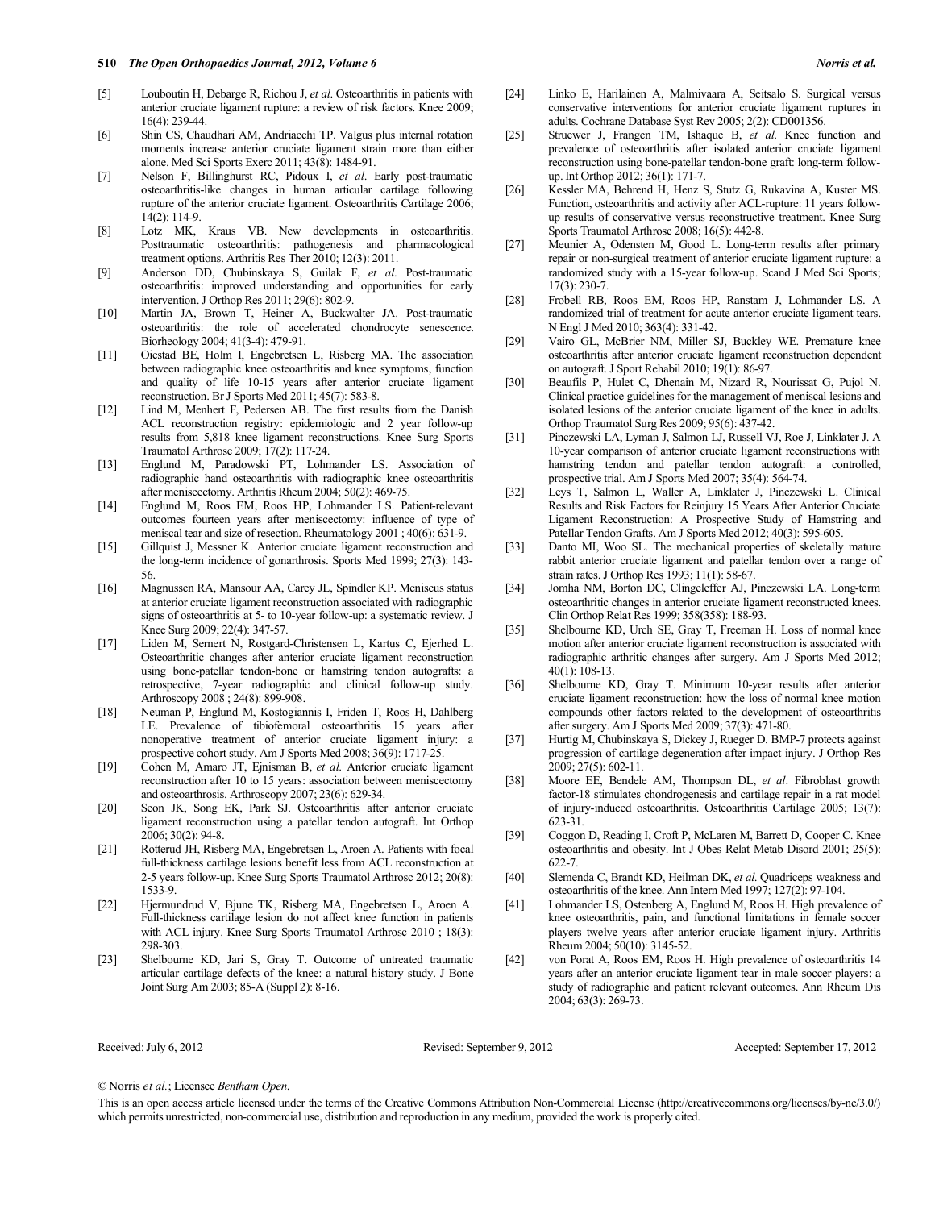[5] Louboutin H, Debarge R, Richou J, *et al*. Osteoarthritis in patients with anterior cruciate ligament rupture: a review of risk factors. Knee 2009; 16(4): 239-44.

[6] Shin CS, Chaudhari AM, Andriacchi TP. Valgus plus internal rotation moments increase anterior cruciate ligament strain more than either alone. Med Sci Sports Exerc 2011; 43(8): 1484-91.

[7] Nelson F, Billinghurst RC, Pidoux I, *et al*. Early post-traumatic osteoarthritis-like changes in human articular cartilage following rupture of the anterior cruciate ligament. Osteoarthritis Cartilage 2006; 14(2): 114-9.

[8] Lotz MK, Kraus VB. New developments in osteoarthritis. Posttraumatic osteoarthritis: pathogenesis and pharmacological treatment options. Arthritis Res Ther 2010; 12(3): 2011.

[9] Anderson DD, Chubinskaya S, Guilak F, *et al*. Post-traumatic osteoarthritis: improved understanding and opportunities for early intervention. J Orthop Res 2011; 29(6): 802-9.

[10] Martin JA, Brown T, Heiner A, Buckwalter JA. Post-traumatic osteoarthritis: the role of accelerated chondrocyte senescence. Biorheology 2004; 41(3-4): 479-91.

[11] Oiestad BE, Holm I, Engebretsen L, Risberg MA. The association between radiographic knee osteoarthritis and knee symptoms, function and quality of life 10-15 years after anterior cruciate ligament reconstruction. Br J Sports Med 2011; 45(7): 583-8.

[12] Lind M, Menhert F, Pedersen AB. The first results from the Danish ACL reconstruction registry: epidemiologic and 2 year follow-up results from 5,818 knee ligament reconstructions. Knee Surg Sports Traumatol Arthrosc 2009; 17(2): 117-24.

[13] Englund M, Paradowski PT, Lohmander LS. Association of radiographic hand osteoarthritis with radiographic knee osteoarthritis after meniscectomy. Arthritis Rheum 2004; 50(2): 469-75.

[14] Englund M, Roos EM, Roos HP, Lohmander LS. Patient-relevant outcomes fourteen years after meniscectomy: influence of type of meniscal tear and size of resection. Rheumatology 2001 ; 40(6): 631-9.

[15] Gillquist J, Messner K. Anterior cruciate ligament reconstruction and the long-term incidence of gonarthrosis. Sports Med 1999; 27(3): 143-56.

[16] Magnussen RA, Mansour AA, Carey JL, Spindler KP. Meniscus status at anterior cruciate ligament reconstruction associated with radiographic signs of osteoarthritis at 5- to 10-year follow-up: a systematic review. J Knee Surg 2009; 22(4): 347-57.

[17] Liden M, Sernert N, Rostgard-Christensen L, Kartus C, Ejerhed L. Osteoarthritic changes after anterior cruciate ligament reconstruction using bone-patellar tendon-bone or hamstring tendon autografts: a retrospective, 7-year radiographic and clinical follow-up study. Arthroscopy 2008 ; 24(8): 899-908.

[18] Neuman P, Englund M, Kostogiannis I, Friden T, Roos H, Dahlberg LE. Prevalence of tibiofemoral osteoarthritis 15 years after nonoperative treatment of anterior cruciate ligament injury: a prospective cohort study. Am J Sports Med 2008; 36(9): 1717-25.

[19] Cohen M, Amaro JT, Ejnisman B, *et al*. Anterior cruciate ligament reconstruction after 10 to 15 years: association between meniscectomy and osteoarthrosis. Arthroscopy 2007; 23(6): 629-34.

[20] Seon JK, Song EK, Park SJ. Osteoarthritis after anterior cruciate ligament reconstruction using a patellar tendon autograft. Int Orthop 2006; 30(2): 94-8.

[21] Rotterud JH, Risberg MA, Engebretsen L, Aroen A. Patients with focal full-thickness cartilage lesions benefit less from ACL reconstruction at 2-5 years follow-up. Knee Surg Sports Traumatol Arthrosc 2012; 20(8): 1533-9.

[22] Hjermundrud V, Bjune TK, Risberg MA, Engebretsen L, Aroen A. Full-thickness cartilage lesion do not affect knee function in patients with ACL injury. Knee Surg Sports Traumatol Arthrosc 2010 ; 18(3): 298-303.

[23] Shelbourne KD, Jari S, Gray T. Outcome of untreated traumatic articular cartilage defects of the knee: a natural history study. J Bone Joint Surg Am 2003; 85-A (Suppl 2): 8-16.

[24] Linko E, Harilainen A, Malmivaara A, Seitsalo S. Surgical versus conservative interventions for anterior cruciate ligament ruptures in adults. Cochrane Database Syst Rev 2005; 2(2): CD001356.

[25] Struewer J, Frangen TM, Ishaque B, *et al*. Knee function and prevalence of osteoarthritis after isolated anterior cruciate ligament reconstruction using bone-patellar tendon-bone graft: long-term follow-up. Int Orthop 2012; 36(1): 171-7.

[26] Kessler MA, Behrend H, Henz S, Stutz G, Rukavina A, Kuster MS. Function, osteoarthritis and activity after ACL-rupture: 11 years follow-up results of conservative versus reconstructive treatment. Knee Surg Sports Traumatol Arthrosc 2008; 16(5): 442-8.

[27] Meunier A, Odensten M, Good L. Long-term results after primary repair or non-surgical treatment of anterior cruciate ligament rupture: a randomized study with a 15-year follow-up. Scand J Med Sci Sports; 17(3): 230-7.

[28] Frobell RB, Roos EM, Roos HP, Ranstam J, Lohmander LS. A randomized trial of treatment for acute anterior cruciate ligament tears. N Engl J Med 2010; 363(4): 331-42.

[29] Vairo GL, McBrier NM, Miller SJ, Buckley WE. Premature knee osteoarthritis after anterior cruciate ligament reconstruction dependent on autograft. J Sport Rehabil 2010; 19(1): 86-97.

[30] Beaufils P, Hulet C, Dhenain M, Nizard R, Nourissat G, Pujol N. Clinical practice guidelines for the management of meniscal lesions and isolated lesions of the anterior cruciate ligament of the knee in adults. Orthop Traumatol Surg Res 2009; 95(6): 437-42.

[31] Pinczewski LA, Lyman J, Salmon LJ, Russell VJ, Roe J, Linklater J. A 10-year comparison of anterior cruciate ligament reconstructions with hamstring tendon and patellar tendon autograft: a controlled, prospective trial. Am J Sports Med 2007; 35(4): 564-74.

[32] Leys T, Salmon L, Waller A, Linklater J, Pinczewski L. Clinical Results and Risk Factors for Reinjury 15 Years After Anterior Cruciate Ligament Reconstruction: A Prospective Study of Hamstring and Patellar Tendon Grafts. Am J Sports Med 2012; 40(3): 595-605.

[33] Danto MI, Woo SL. The mechanical properties of skeletally mature rabbit anterior cruciate ligament and patellar tendon over a range of strain rates. J Orthop Res 1993; 11(1): 58-67.

[34] Jomha NM, Borton DC, Clingeleffer AJ, Pinczewski LA. Long-term osteoarthritic changes in anterior cruciate ligament reconstructed knees. Clin Orthop Relat Res 1999; 358(358): 188-93.

[35] Shelbourne KD, Urch SE, Gray T, Freeman H. Loss of normal knee motion after anterior cruciate ligament reconstruction is associated with radiographic arthritic changes after surgery. Am J Sports Med 2012; 40(1): 108-13.

[36] Shelbourne KD, Gray T. Minimum 10-year results after anterior cruciate ligament reconstruction: how the loss of normal knee motion compounds other factors related to the development of osteoarthritis after surgery. Am J Sports Med 2009; 37(3): 471-80.

[37] Hurtig M, Chubinskaya S, Dickey J, Rueger D. BMP-7 protects against progression of cartilage degeneration after impact injury. J Orthop Res 2009; 27(5): 602-11.

[38] Moore EE, Bendele AM, Thompson DL, *et al*. Fibroblast growth factor-18 stimulates chondrogenesis and cartilage repair in a rat model of injury-induced osteoarthritis. Osteoarthritis Cartilage 2005; 13(7): 623-31.

[39] Coggon D, Reading I, Croft P, McLaren M, Barrett D, Cooper C. Knee osteoarthritis and obesity. Int J Obes Relat Metab Disord 2001; 25(5): 622-7.

[40] Slemenda C, Brandt KD, Heilman DK, *et al*. Quadriceps weakness and osteoarthritis of the knee. Ann Intern Med 1997; 127(2): 97-104.

[41] Lohmander LS, Ostenberg A, Englund M, Roos H. High prevalence of knee osteoarthritis, pain, and functional limitations in female soccer players twelve years after anterior cruciate ligament injury. Arthritis Rheum 2004; 50(10): 3145-52.

[42] von Porat A, Roos EM, Roos H. High prevalence of osteoarthritis 14 years after an anterior cruciate ligament tear in male soccer players: a study of radiographic and patient relevant outcomes. Ann Rheum Dis 2004; 63(3): 269-73.

Received: July 6, 2012 Revised: September 9, 2012 Accepted: September 17, 2012

© Norris *et al.*; Licensee *Bentham Open.*

This is an open access article licensed under the terms of the Creative Commons Attribution Non-Commercial License (http://creativecommons.org/licenses/by-nc/3.0/) which permits unrestricted, non-commercial use, distribution and reproduction in any medium, provided the work is properly cited.